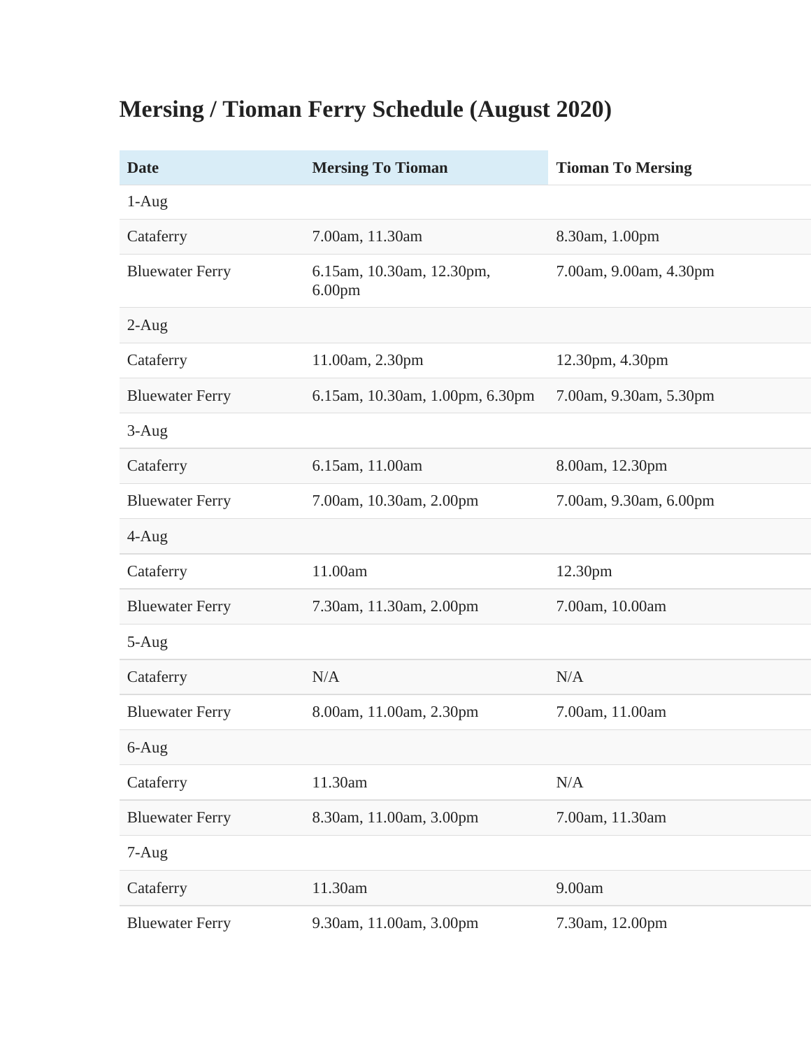# Mersing / Tioman Ferry Schedule (August 2020)

| Date | Mersing To Tioman | Tioman To Mersing |
|---|---|---|
| 1-Aug | | |
| Cataferry | 7.00am, 11.30am | 8.30am, 1.00pm |
| Bluewater Ferry | 6.15am, 10.30am, 12.30pm, 6.00pm | 7.00am, 9.00am, 4.30pm |
| 2-Aug | | |
| Cataferry | 11.00am, 2.30pm | 12.30pm, 4.30pm |
| Bluewater Ferry | 6.15am, 10.30am, 1.00pm, 6.30pm | 7.00am, 9.30am, 5.30pm |
| 3-Aug | | |
| Cataferry | 6.15am, 11.00am | 8.00am, 12.30pm |
| Bluewater Ferry | 7.00am, 10.30am, 2.00pm | 7.00am, 9.30am, 6.00pm |
| 4-Aug | | |
| Cataferry | 11.00am | 12.30pm |
| Bluewater Ferry | 7.30am, 11.30am, 2.00pm | 7.00am, 10.00am |
| 5-Aug | | |
| Cataferry | N/A | N/A |
| Bluewater Ferry | 8.00am, 11.00am, 2.30pm | 7.00am, 11.00am |
| 6-Aug | | |
| Cataferry | 11.30am | N/A |
| Bluewater Ferry | 8.30am, 11.00am, 3.00pm | 7.00am, 11.30am |
| 7-Aug | | |
| Cataferry | 11.30am | 9.00am |
| Bluewater Ferry | 9.30am, 11.00am, 3.00pm | 7.30am, 12.00pm |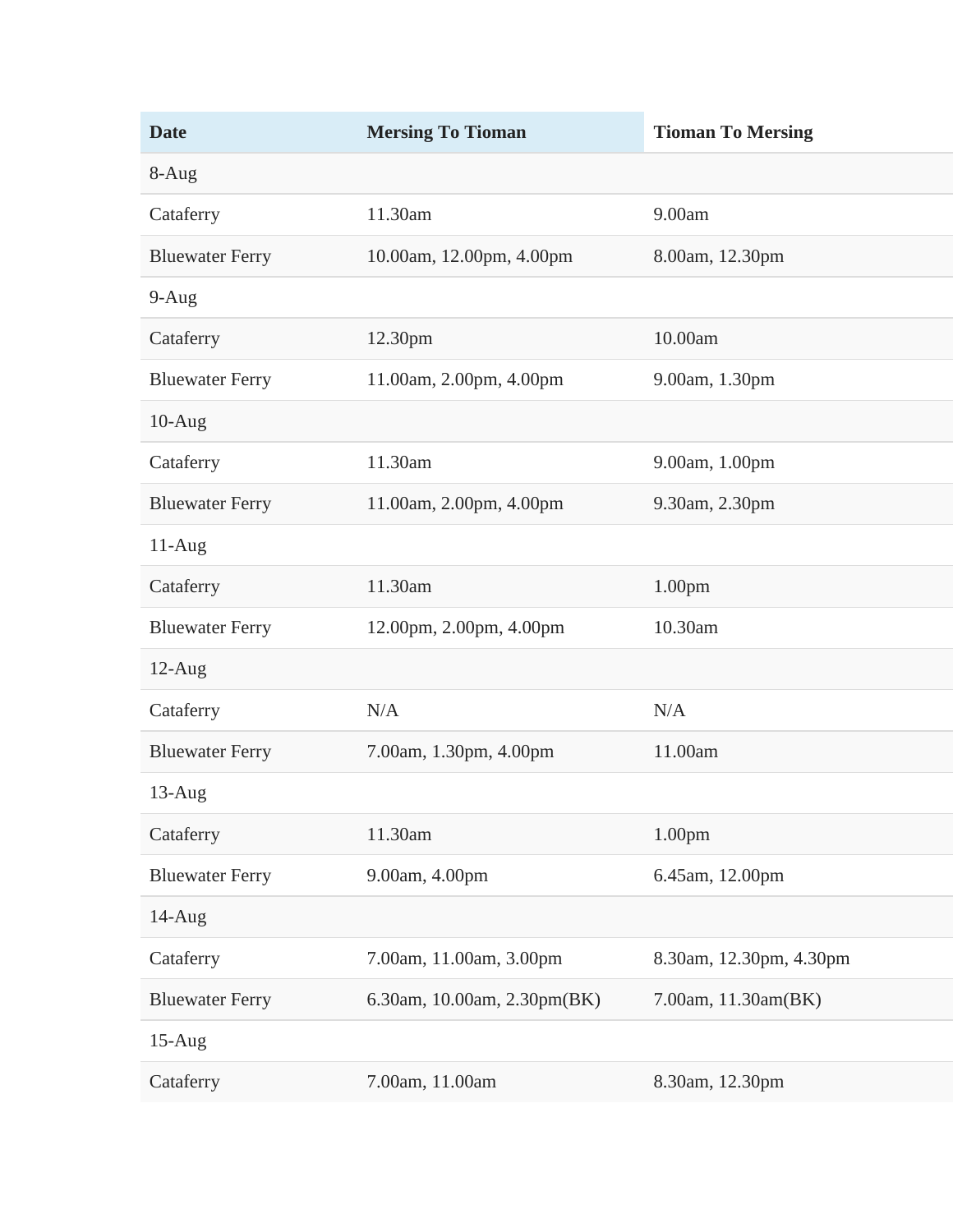| Date | Mersing To Tioman | Tioman To Mersing |
|---|---|---|
| 8-Aug | | |
| Cataferry | 11.30am | 9.00am |
| Bluewater Ferry | 10.00am, 12.00pm, 4.00pm | 8.00am, 12.30pm |
| 9-Aug | | |
| Cataferry | 12.30pm | 10.00am |
| Bluewater Ferry | 11.00am, 2.00pm, 4.00pm | 9.00am, 1.30pm |
| 10-Aug | | |
| Cataferry | 11.30am | 9.00am, 1.00pm |
| Bluewater Ferry | 11.00am, 2.00pm, 4.00pm | 9.30am, 2.30pm |
| 11-Aug | | |
| Cataferry | 11.30am | 1.00pm |
| Bluewater Ferry | 12.00pm, 2.00pm, 4.00pm | 10.30am |
| 12-Aug | | |
| Cataferry | N/A | N/A |
| Bluewater Ferry | 7.00am, 1.30pm, 4.00pm | 11.00am |
| 13-Aug | | |
| Cataferry | 11.30am | 1.00pm |
| Bluewater Ferry | 9.00am, 4.00pm | 6.45am, 12.00pm |
| 14-Aug | | |
| Cataferry | 7.00am, 11.00am, 3.00pm | 8.30am, 12.30pm, 4.30pm |
| Bluewater Ferry | 6.30am, 10.00am, 2.30pm(BK) | 7.00am, 11.30am(BK) |
| 15-Aug | | |
| Cataferry | 7.00am, 11.00am | 8.30am, 12.30pm |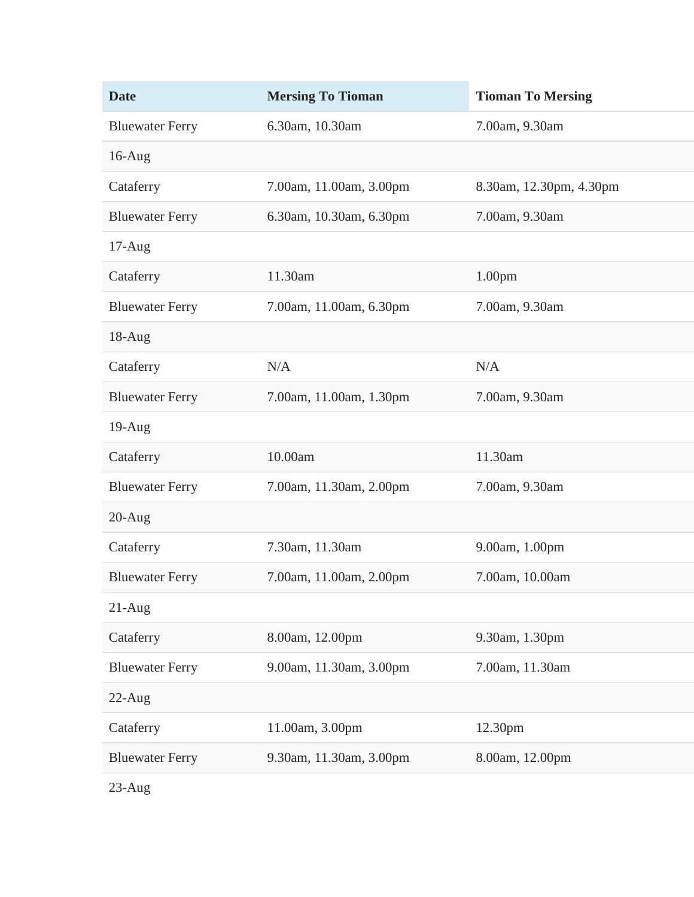| Date | Mersing To Tioman | Tioman To Mersing |
|---|---|---|
| Bluewater Ferry | 6.30am, 10.30am | 7.00am, 9.30am |
| 16-Aug | | |
| Cataferry | 7.00am, 11.00am, 3.00pm | 8.30am, 12.30pm, 4.30pm |
| Bluewater Ferry | 6.30am, 10.30am, 6.30pm | 7.00am, 9.30am |
| 17-Aug | | |
| Cataferry | 11.30am | 1.00pm |
| Bluewater Ferry | 7.00am, 11.00am, 6.30pm | 7.00am, 9.30am |
| 18-Aug | | |
| Cataferry | N/A | N/A |
| Bluewater Ferry | 7.00am, 11.00am, 1.30pm | 7.00am, 9.30am |
| 19-Aug | | |
| Cataferry | 10.00am | 11.30am |
| Bluewater Ferry | 7.00am, 11.30am, 2.00pm | 7.00am, 9.30am |
| 20-Aug | | |
| Cataferry | 7.30am, 11.30am | 9.00am, 1.00pm |
| Bluewater Ferry | 7.00am, 11.00am, 2.00pm | 7.00am, 10.00am |
| 21-Aug | | |
| Cataferry | 8.00am, 12.00pm | 9.30am, 1.30pm |
| Bluewater Ferry | 9.00am, 11.30am, 3.00pm | 7.00am, 11.30am |
| 22-Aug | | |
| Cataferry | 11.00am, 3.00pm | 12.30pm |
| Bluewater Ferry | 9.30am, 11.30am, 3.00pm | 8.00am, 12.00pm |
| 23-Aug | | |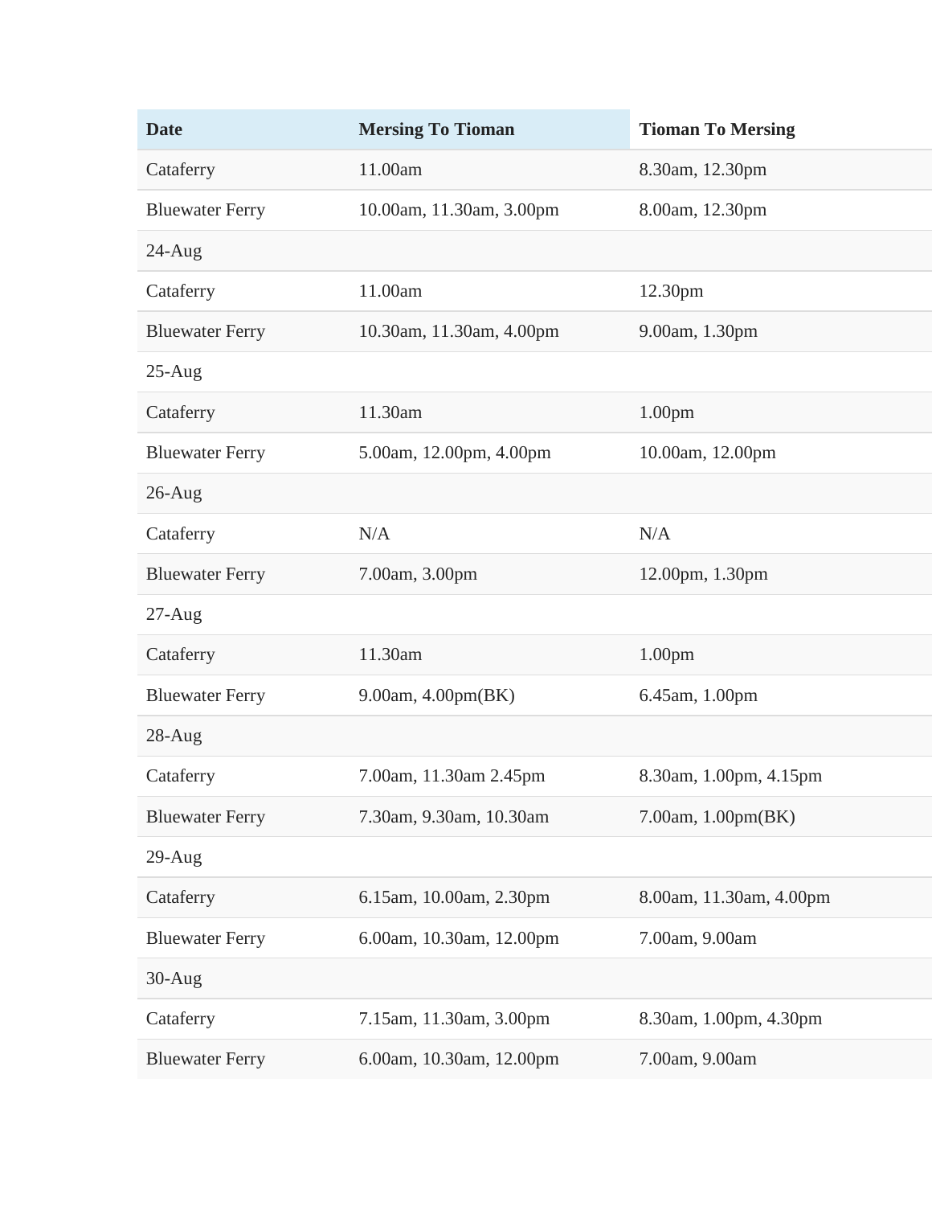| Date | Mersing To Tioman | Tioman To Mersing |
|---|---|---|
| Cataferry | 11.00am | 8.30am, 12.30pm |
| Bluewater Ferry | 10.00am, 11.30am, 3.00pm | 8.00am, 12.30pm |
| 24-Aug | | |
| Cataferry | 11.00am | 12.30pm |
| Bluewater Ferry | 10.30am, 11.30am, 4.00pm | 9.00am, 1.30pm |
| 25-Aug | | |
| Cataferry | 11.30am | 1.00pm |
| Bluewater Ferry | 5.00am, 12.00pm, 4.00pm | 10.00am, 12.00pm |
| 26-Aug | | |
| Cataferry | N/A | N/A |
| Bluewater Ferry | 7.00am, 3.00pm | 12.00pm, 1.30pm |
| 27-Aug | | |
| Cataferry | 11.30am | 1.00pm |
| Bluewater Ferry | 9.00am, 4.00pm(BK) | 6.45am, 1.00pm |
| 28-Aug | | |
| Cataferry | 7.00am, 11.30am 2.45pm | 8.30am, 1.00pm, 4.15pm |
| Bluewater Ferry | 7.30am, 9.30am, 10.30am | 7.00am, 1.00pm(BK) |
| 29-Aug | | |
| Cataferry | 6.15am, 10.00am, 2.30pm | 8.00am, 11.30am, 4.00pm |
| Bluewater Ferry | 6.00am, 10.30am, 12.00pm | 7.00am, 9.00am |
| 30-Aug | | |
| Cataferry | 7.15am, 11.30am, 3.00pm | 8.30am, 1.00pm, 4.30pm |
| Bluewater Ferry | 6.00am, 10.30am, 12.00pm | 7.00am, 9.00am |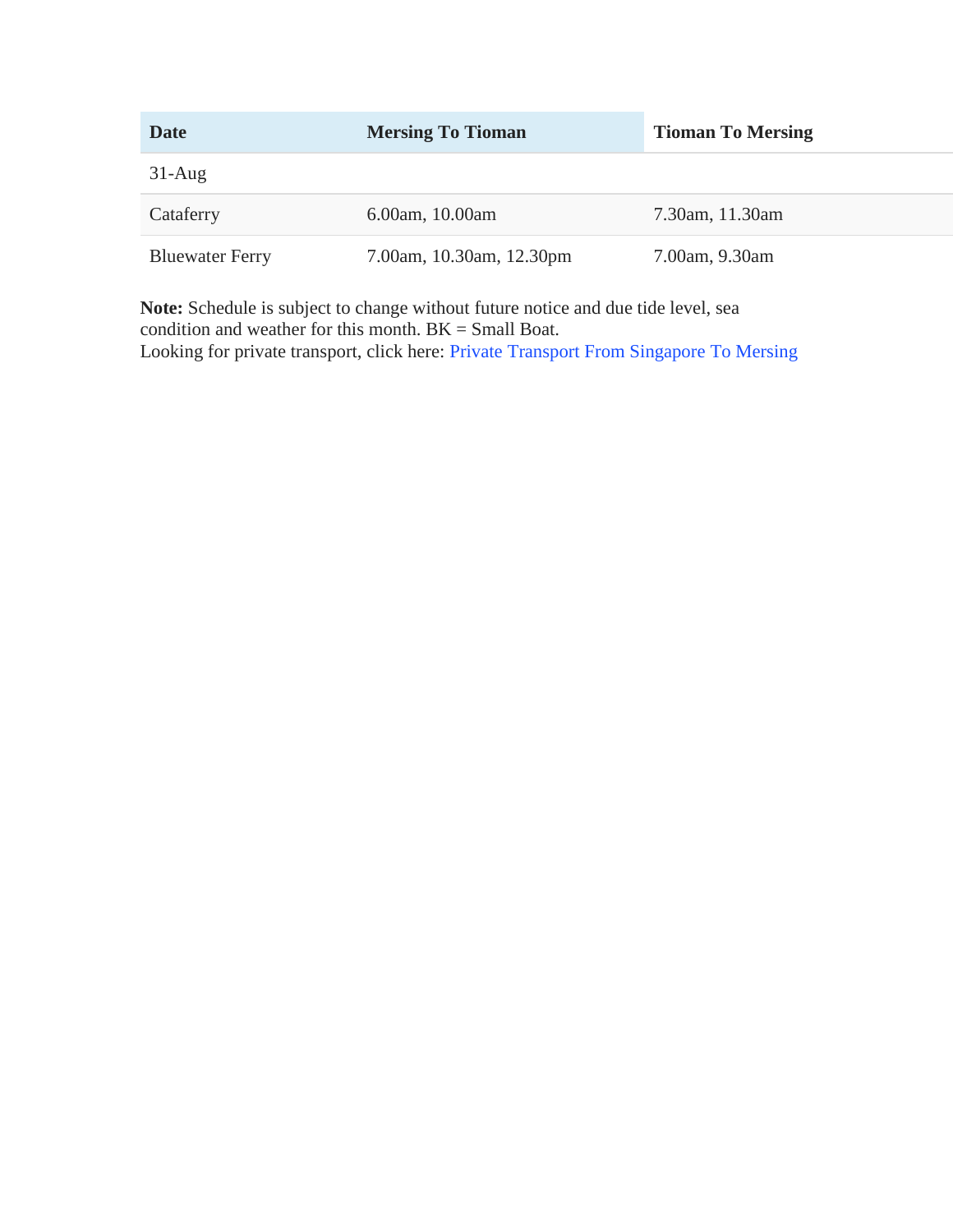| Date | Mersing To Tioman | Tioman To Mersing |
|---|---|---|
| 31-Aug | | |
| Cataferry | 6.00am, 10.00am | 7.30am, 11.30am |
| Bluewater Ferry | 7.00am, 10.30am, 12.30pm | 7.00am, 9.30am |

**Note:** Schedule is subject to change without future notice and due tide level, sea condition and weather for this month. BK = Small Boat.
Looking for private transport, click here: Private Transport From Singapore To Mersing